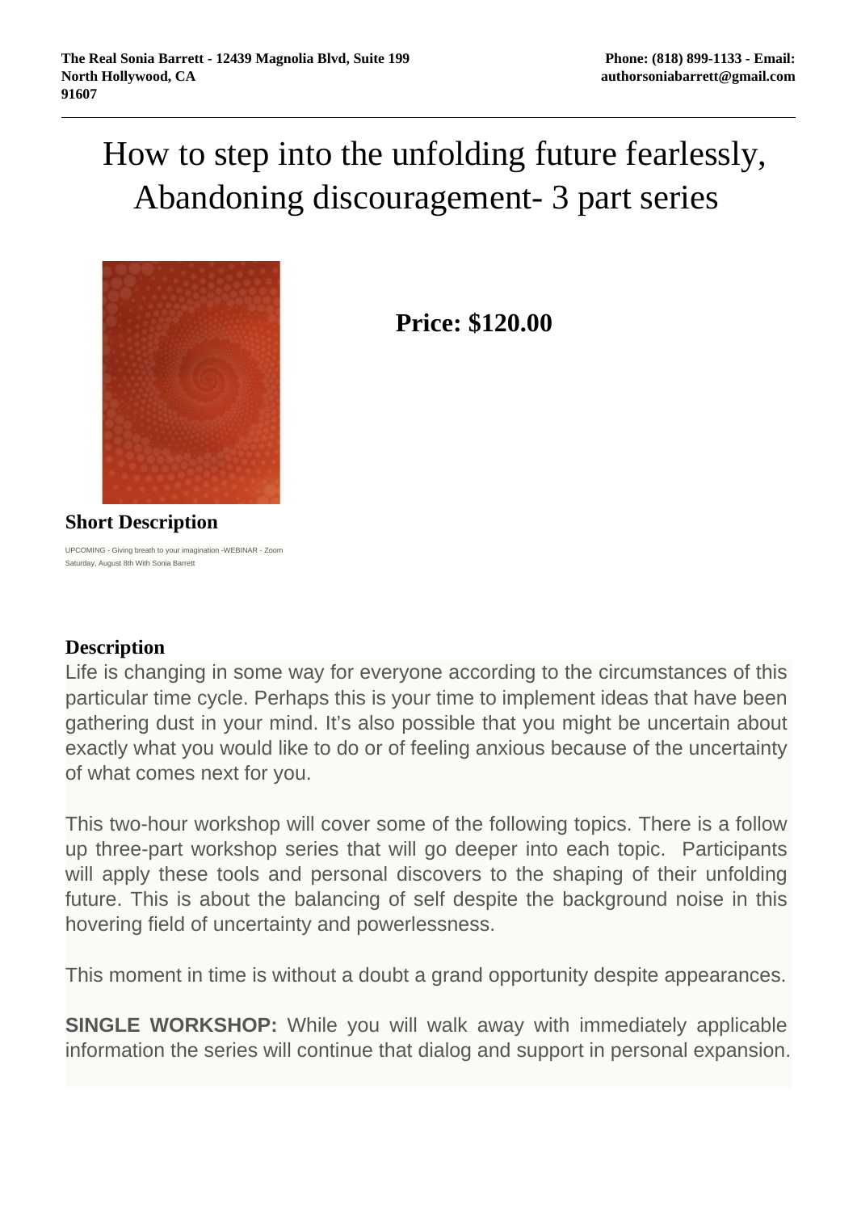The Real Sonia Barrett - 12439 Magnolia Blvd, Suite 199 North Hollywood, CA 91607

Phone: (818) 899-1133 - Email: authorsoniabarrett@gmail.com

# How to step into the unfolding future fearlessly, Abandoning discouragement- 3 part series

**Price: $120.00**

### Short Description

UPCOMING - Giving breath to your imagination -WEBINAR - Zoom Saturday, August 8th With Sonia Barrett

### Description

Life is changing in some way for everyone according to the circumstances of this particular time cycle. Perhaps this is your time to implement ideas that have been gathering dust in your mind. It's also possible that you might be uncertain about exactly what you would like to do or of feeling anxious because of the uncertainty of what comes next for you.

This two-hour workshop will cover some of the following topics. There is a follow up three-part workshop series that will go deeper into each topic. Participants will apply these tools and personal discovers to the shaping of their unfolding future. This is about the balancing of self despite the background noise in this hovering field of uncertainty and powerlessness.

This moment in time is without a doubt a grand opportunity despite appearances.

**SINGLE WORKSHOP:** While you will walk away with immediately applicable information the series will continue that dialog and support in personal expansion.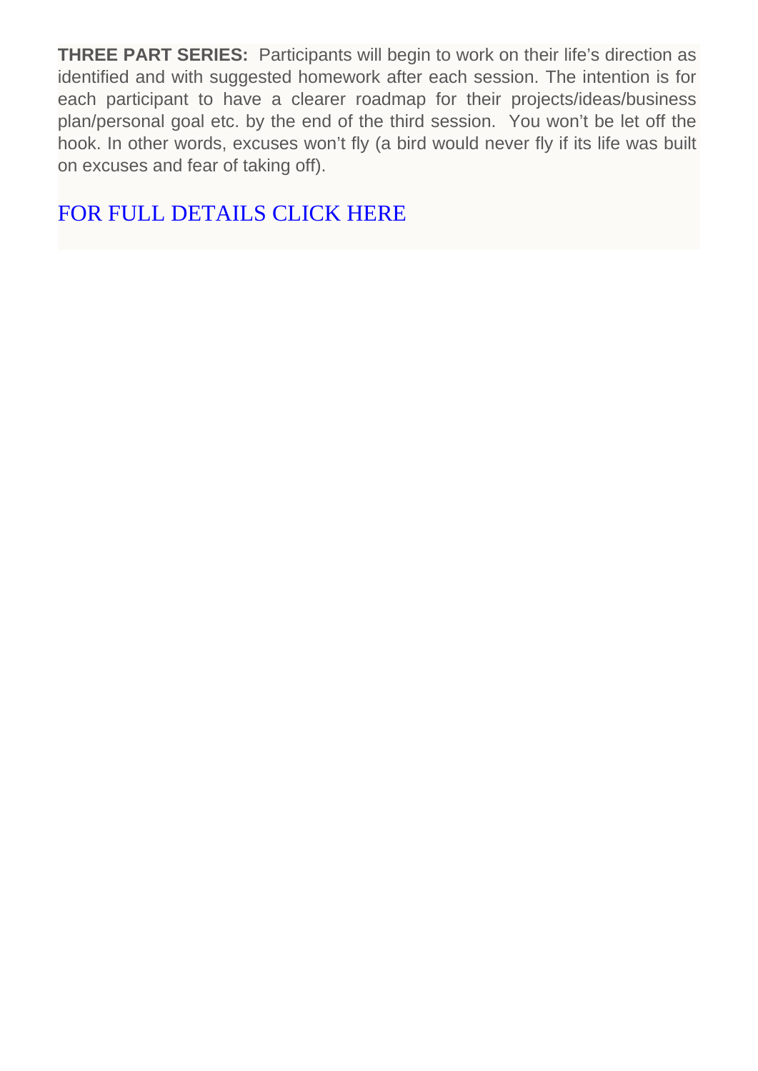**THREE PART SERIES:** Participants will begin to work on their life's direction as identified and with suggested homework after each session. The intention is for each participant to have a clearer roadmap for their projects/ideas/business plan/personal goal etc. by the end of the third session. You won't be let off the hook. In other words, excuses won't fly (a bird would never fly if its life was built on excuses and fear of taking off).

FOR FULL DETAILS CLICK HERE